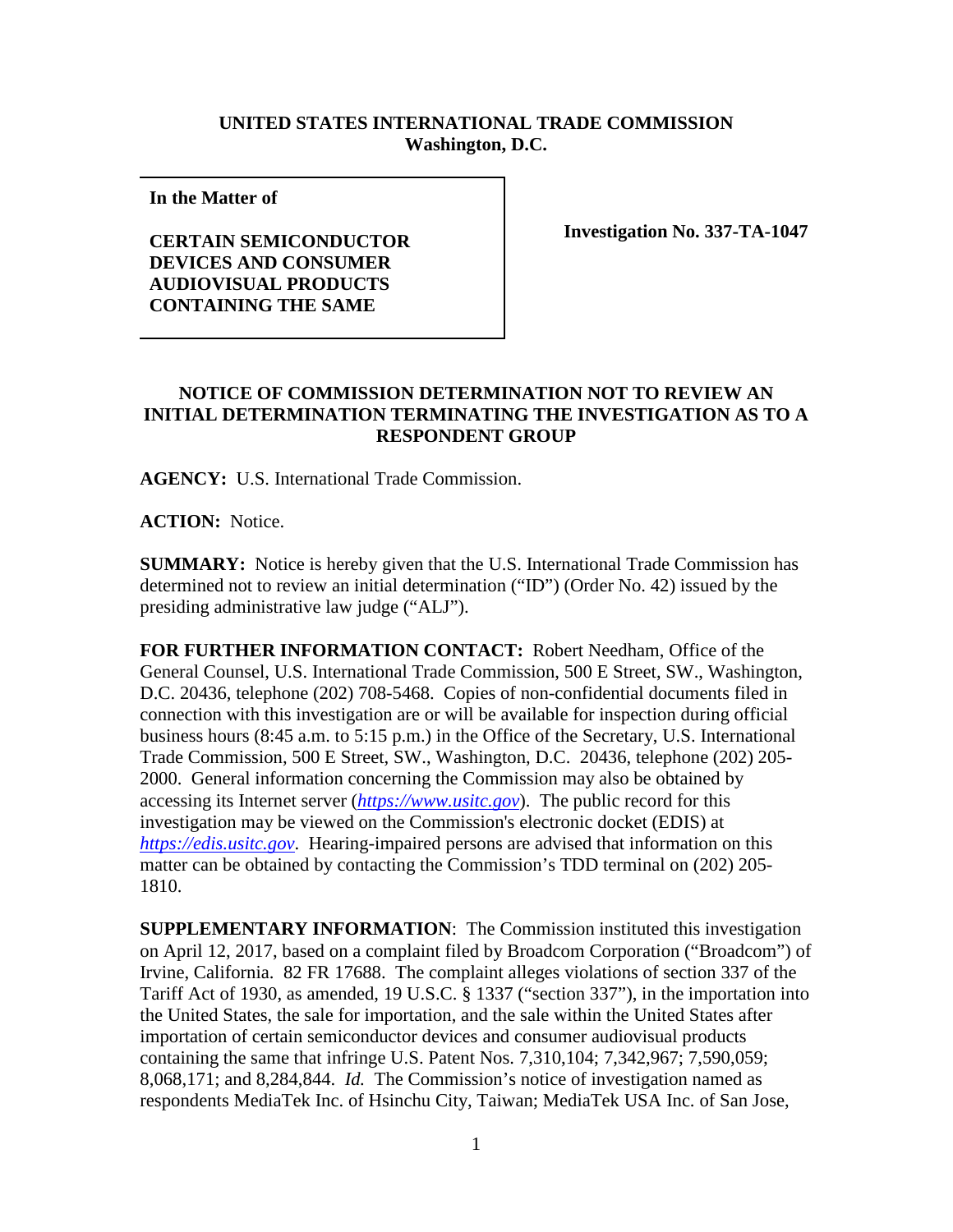**UNITED STATES INTERNATIONAL TRADE COMMISSION**
**Washington, D.C.**

| In the Matter of<br><br>CERTAIN SEMICONDUCTOR DEVICES AND CONSUMER AUDIOVISUAL PRODUCTS CONTAINING THE SAME | Investigation No. 337-TA-1047 |
|---|---|

**NOTICE OF COMMISSION DETERMINATION NOT TO REVIEW AN INITIAL DETERMINATION TERMINATING THE INVESTIGATION AS TO A RESPONDENT GROUP**

**AGENCY:** U.S. International Trade Commission.

**ACTION:** Notice.

**SUMMARY:** Notice is hereby given that the U.S. International Trade Commission has determined not to review an initial determination ("ID") (Order No. 42) issued by the presiding administrative law judge ("ALJ").

**FOR FURTHER INFORMATION CONTACT:** Robert Needham, Office of the General Counsel, U.S. International Trade Commission, 500 E Street, SW., Washington, D.C. 20436, telephone (202) 708-5468. Copies of non-confidential documents filed in connection with this investigation are or will be available for inspection during official business hours (8:45 a.m. to 5:15 p.m.) in the Office of the Secretary, U.S. International Trade Commission, 500 E Street, SW., Washington, D.C. 20436, telephone (202) 205-2000. General information concerning the Commission may also be obtained by accessing its Internet server (*https://www.usitc.gov*). The public record for this investigation may be viewed on the Commission's electronic docket (EDIS) at *https://edis.usitc.gov*. Hearing-impaired persons are advised that information on this matter can be obtained by contacting the Commission's TDD terminal on (202) 205-1810.

**SUPPLEMENTARY INFORMATION**: The Commission instituted this investigation on April 12, 2017, based on a complaint filed by Broadcom Corporation ("Broadcom") of Irvine, California. 82 FR 17688. The complaint alleges violations of section 337 of the Tariff Act of 1930, as amended, 19 U.S.C. § 1337 ("section 337"), in the importation into the United States, the sale for importation, and the sale within the United States after importation of certain semiconductor devices and consumer audiovisual products containing the same that infringe U.S. Patent Nos. 7,310,104; 7,342,967; 7,590,059; 8,068,171; and 8,284,844. *Id.* The Commission's notice of investigation named as respondents MediaTek Inc. of Hsinchu City, Taiwan; MediaTek USA Inc. of San Jose,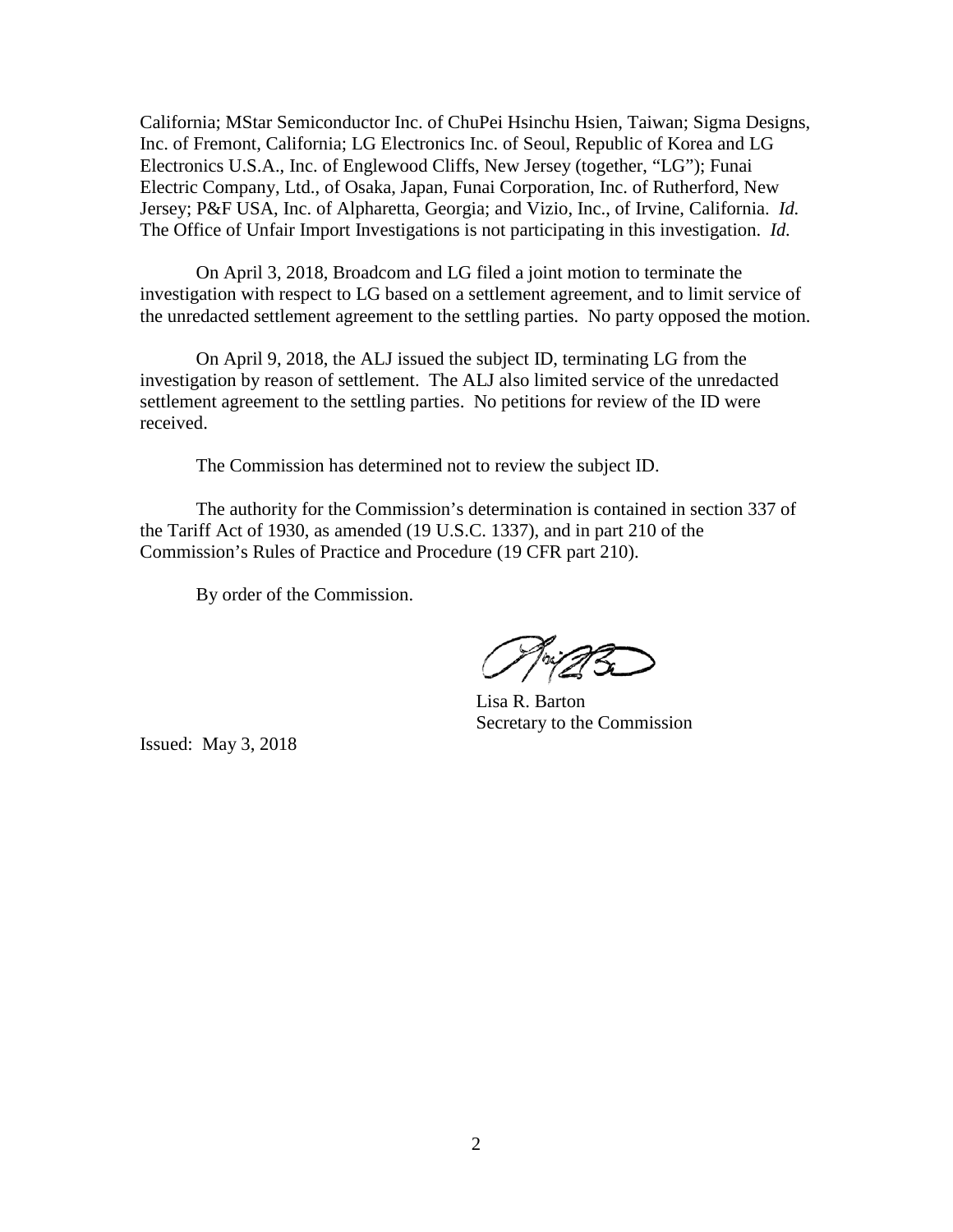California; MStar Semiconductor Inc. of ChuPei Hsinchu Hsien, Taiwan; Sigma Designs, Inc. of Fremont, California; LG Electronics Inc. of Seoul, Republic of Korea and LG Electronics U.S.A., Inc. of Englewood Cliffs, New Jersey (together, "LG"); Funai Electric Company, Ltd., of Osaka, Japan, Funai Corporation, Inc. of Rutherford, New Jersey; P&F USA, Inc. of Alpharetta, Georgia; and Vizio, Inc., of Irvine, California. *Id.* The Office of Unfair Import Investigations is not participating in this investigation. *Id.*

On April 3, 2018, Broadcom and LG filed a joint motion to terminate the investigation with respect to LG based on a settlement agreement, and to limit service of the unredacted settlement agreement to the settling parties. No party opposed the motion.

On April 9, 2018, the ALJ issued the subject ID, terminating LG from the investigation by reason of settlement. The ALJ also limited service of the unredacted settlement agreement to the settling parties. No petitions for review of the ID were received.

The Commission has determined not to review the subject ID.

The authority for the Commission's determination is contained in section 337 of the Tariff Act of 1930, as amended (19 U.S.C. 1337), and in part 210 of the Commission's Rules of Practice and Procedure (19 CFR part 210).

By order of the Commission.

Lisa R. Barton
Secretary to the Commission

Issued: May 3, 2018